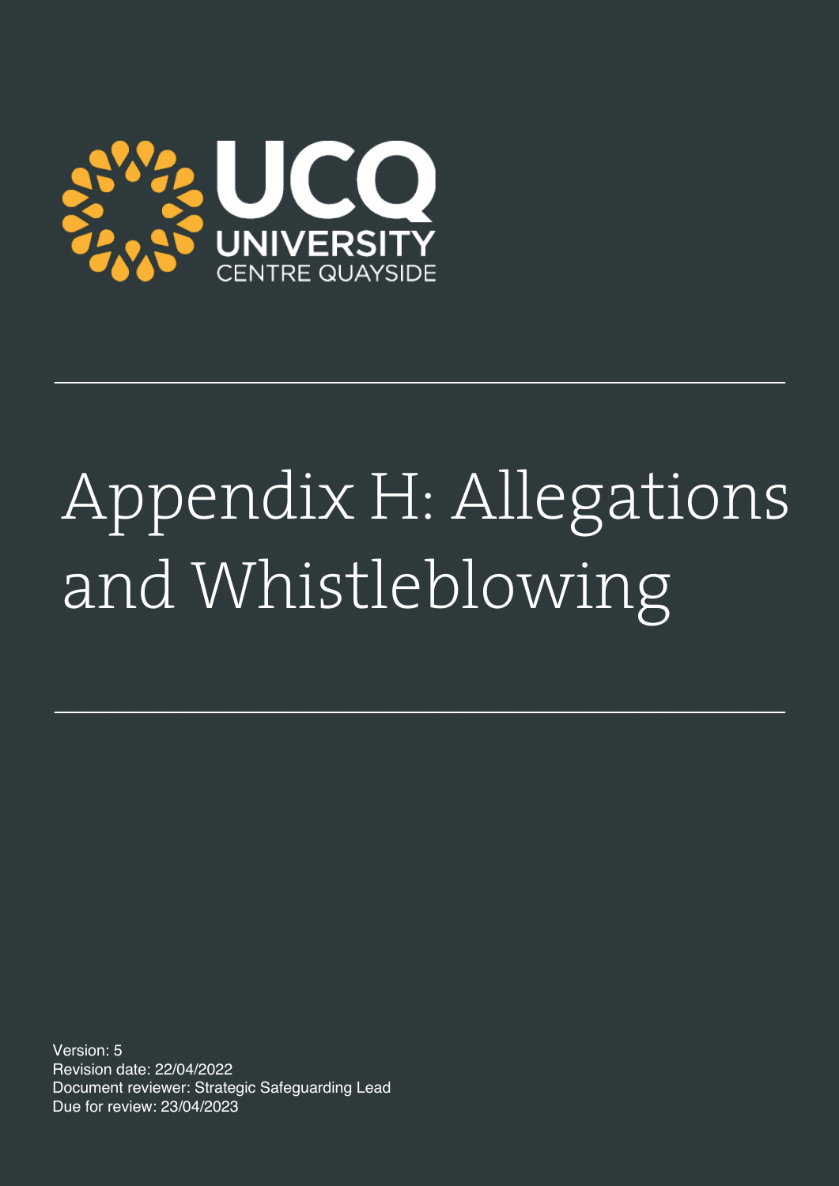UCQ
UNIVERSITY
CENTRE QUAYSIDE

# Appendix H: Allegations and Whistleblowing

Version: 5
Revision date: 22/04/2022
Document reviewer: Strategic Safeguarding Lead
Due for review: 23/04/2023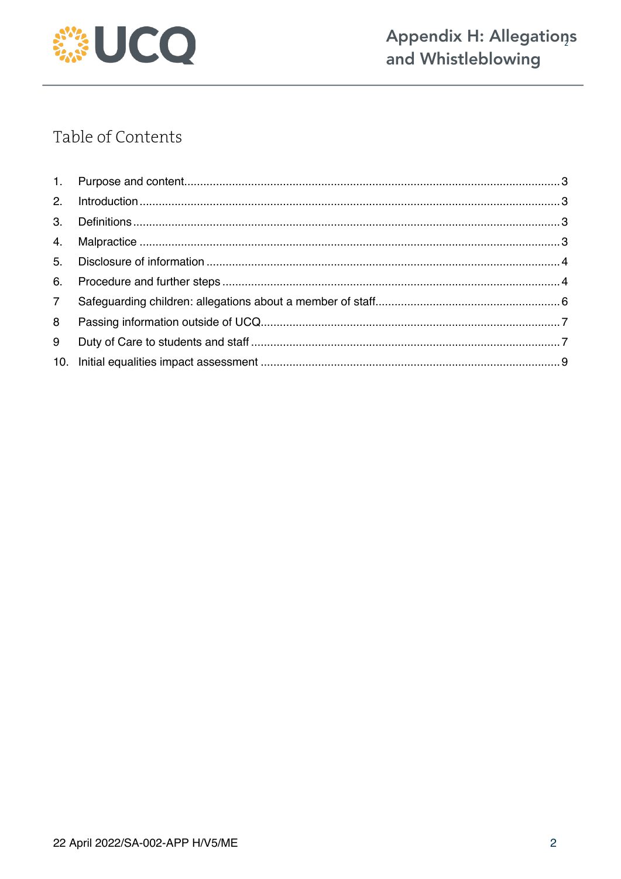## Table of Contents

1. Purpose and content.......................................................................................................3
2. Introduction......................................................................................................................3
3. Definitions........................................................................................................................3
4. Malpractice........................................................................................................................3
5. Disclosure of information................................................................................................4
6. Procedure and further steps...........................................................................................4
7 Safeguarding children: allegations about a member of staff.........................................6
8 Passing information outside of UCQ..............................................................................7
9 Duty of Care to students and staff..................................................................................7
10. Initial equalities impact assessment..............................................................................9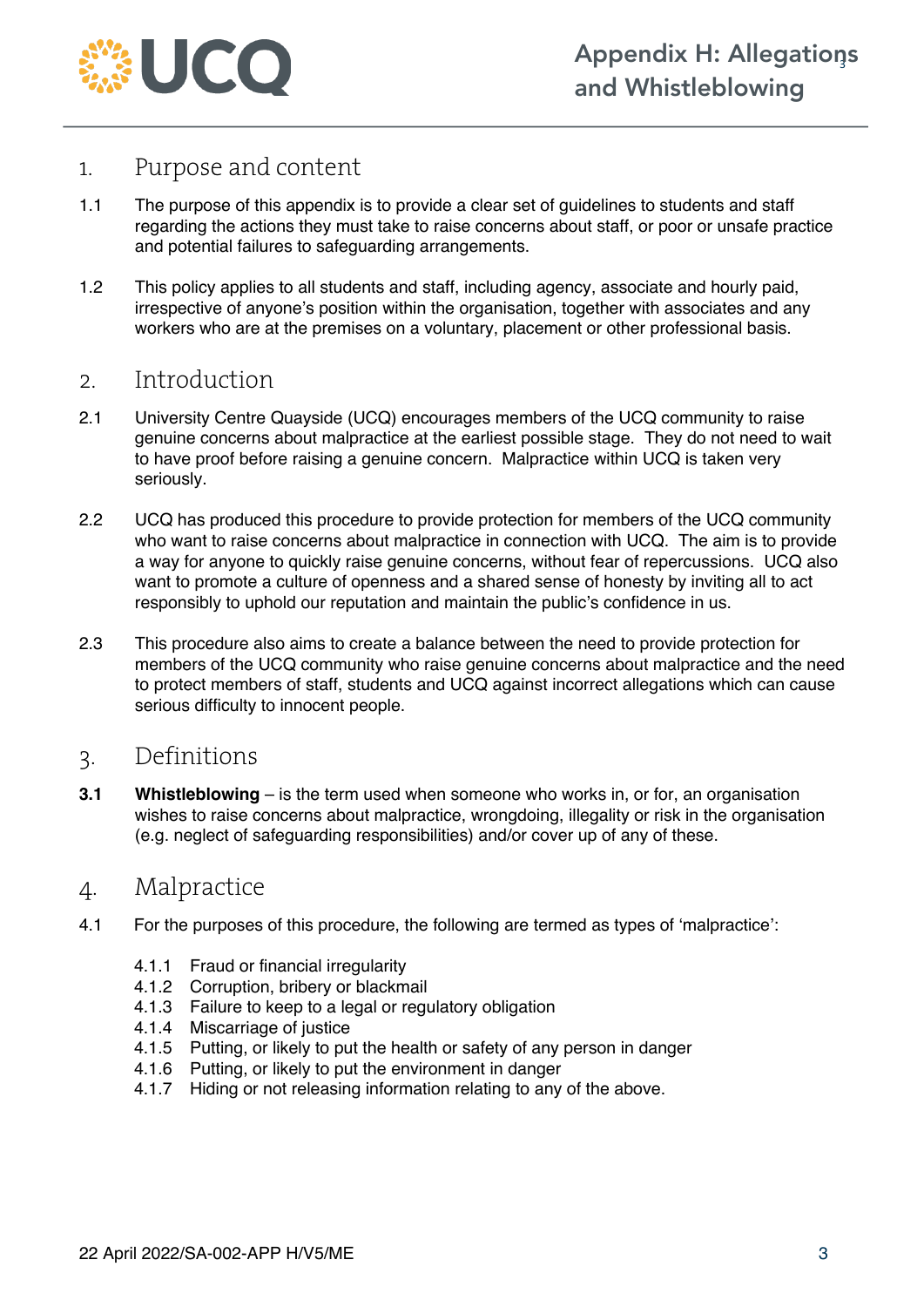## 1. Purpose and content

1.1 The purpose of this appendix is to provide a clear set of guidelines to students and staff regarding the actions they must take to raise concerns about staff, or poor or unsafe practice and potential failures to safeguarding arrangements.

1.2 This policy applies to all students and staff, including agency, associate and hourly paid, irrespective of anyone's position within the organisation, together with associates and any workers who are at the premises on a voluntary, placement or other professional basis.

## 2. Introduction

2.1 University Centre Quayside (UCQ) encourages members of the UCQ community to raise genuine concerns about malpractice at the earliest possible stage. They do not need to wait to have proof before raising a genuine concern. Malpractice within UCQ is taken very seriously.

2.2 UCQ has produced this procedure to provide protection for members of the UCQ community who want to raise concerns about malpractice in connection with UCQ. The aim is to provide a way for anyone to quickly raise genuine concerns, without fear of repercussions. UCQ also want to promote a culture of openness and a shared sense of honesty by inviting all to act responsibly to uphold our reputation and maintain the public's confidence in us.

2.3 This procedure also aims to create a balance between the need to provide protection for members of the UCQ community who raise genuine concerns about malpractice and the need to protect members of staff, students and UCQ against incorrect allegations which can cause serious difficulty to innocent people.

## 3. Definitions

**3.1** **Whistleblowing** – is the term used when someone who works in, or for, an organisation wishes to raise concerns about malpractice, wrongdoing, illegality or risk in the organisation (e.g. neglect of safeguarding responsibilities) and/or cover up of any of these.

## 4. Malpractice

4.1 For the purposes of this procedure, the following are termed as types of 'malpractice':

- 4.1.1 Fraud or financial irregularity
- 4.1.2 Corruption, bribery or blackmail
- 4.1.3 Failure to keep to a legal or regulatory obligation
- 4.1.4 Miscarriage of justice
- 4.1.5 Putting, or likely to put the health or safety of any person in danger
- 4.1.6 Putting, or likely to put the environment in danger
- 4.1.7 Hiding or not releasing information relating to any of the above.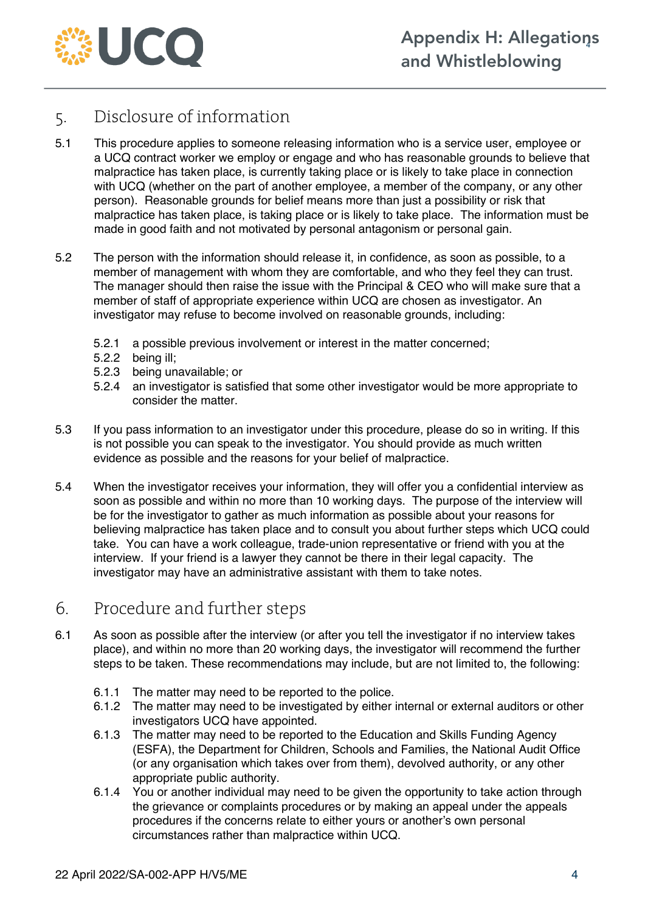## 5. Disclosure of information

5.1 This procedure applies to someone releasing information who is a service user, employee or a UCQ contract worker we employ or engage and who has reasonable grounds to believe that malpractice has taken place, is currently taking place or is likely to take place in connection with UCQ (whether on the part of another employee, a member of the company, or any other person). Reasonable grounds for belief means more than just a possibility or risk that malpractice has taken place, is taking place or is likely to take place. The information must be made in good faith and not motivated by personal antagonism or personal gain.

5.2 The person with the information should release it, in confidence, as soon as possible, to a member of management with whom they are comfortable, and who they feel they can trust. The manager should then raise the issue with the Principal & CEO who will make sure that a member of staff of appropriate experience within UCQ are chosen as investigator. An investigator may refuse to become involved on reasonable grounds, including:

- 5.2.1 a possible previous involvement or interest in the matter concerned;
- 5.2.2 being ill;
- 5.2.3 being unavailable; or
- 5.2.4 an investigator is satisfied that some other investigator would be more appropriate to consider the matter.

5.3 If you pass information to an investigator under this procedure, please do so in writing. If this is not possible you can speak to the investigator. You should provide as much written evidence as possible and the reasons for your belief of malpractice.

5.4 When the investigator receives your information, they will offer you a confidential interview as soon as possible and within no more than 10 working days. The purpose of the interview will be for the investigator to gather as much information as possible about your reasons for believing malpractice has taken place and to consult you about further steps which UCQ could take. You can have a work colleague, trade-union representative or friend with you at the interview. If your friend is a lawyer they cannot be there in their legal capacity. The investigator may have an administrative assistant with them to take notes.

## 6. Procedure and further steps

6.1 As soon as possible after the interview (or after you tell the investigator if no interview takes place), and within no more than 20 working days, the investigator will recommend the further steps to be taken. These recommendations may include, but are not limited to, the following:

- 6.1.1 The matter may need to be reported to the police.
- 6.1.2 The matter may need to be investigated by either internal or external auditors or other investigators UCQ have appointed.
- 6.1.3 The matter may need to be reported to the Education and Skills Funding Agency (ESFA), the Department for Children, Schools and Families, the National Audit Office (or any organisation which takes over from them), devolved authority, or any other appropriate public authority.
- 6.1.4 You or another individual may need to be given the opportunity to take action through the grievance or complaints procedures or by making an appeal under the appeals procedures if the concerns relate to either yours or another's own personal circumstances rather than malpractice within UCQ.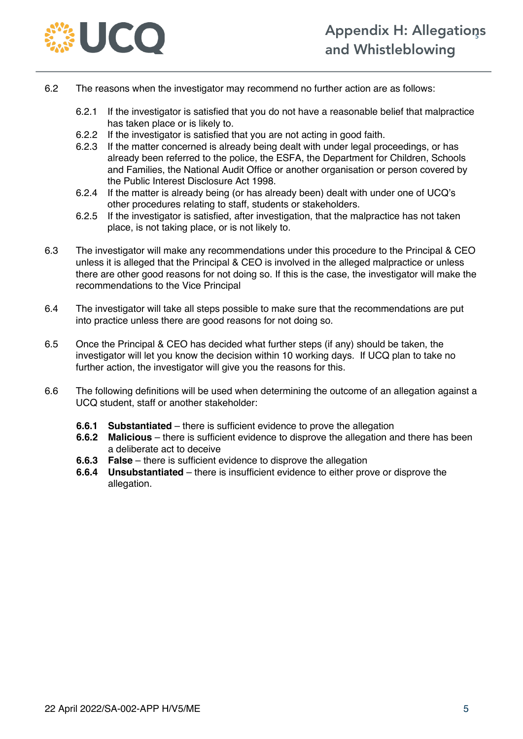6.2 The reasons when the investigator may recommend no further action are as follows:

- 6.2.1 If the investigator is satisfied that you do not have a reasonable belief that malpractice has taken place or is likely to.
- 6.2.2 If the investigator is satisfied that you are not acting in good faith.
- 6.2.3 If the matter concerned is already being dealt with under legal proceedings, or has already been referred to the police, the ESFA, the Department for Children, Schools and Families, the National Audit Office or another organisation or person covered by the Public Interest Disclosure Act 1998.
- 6.2.4 If the matter is already being (or has already been) dealt with under one of UCQ's other procedures relating to staff, students or stakeholders.
- 6.2.5 If the investigator is satisfied, after investigation, that the malpractice has not taken place, is not taking place, or is not likely to.

6.3 The investigator will make any recommendations under this procedure to the Principal & CEO unless it is alleged that the Principal & CEO is involved in the alleged malpractice or unless there are other good reasons for not doing so. If this is the case, the investigator will make the recommendations to the Vice Principal

6.4 The investigator will take all steps possible to make sure that the recommendations are put into practice unless there are good reasons for not doing so.

6.5 Once the Principal & CEO has decided what further steps (if any) should be taken, the investigator will let you know the decision within 10 working days. If UCQ plan to take no further action, the investigator will give you the reasons for this.

6.6 The following definitions will be used when determining the outcome of an allegation against a UCQ student, staff or another stakeholder:

- **6.6.1 Substantiated** – there is sufficient evidence to prove the allegation
- **6.6.2 Malicious** – there is sufficient evidence to disprove the allegation and there has been a deliberate act to deceive
- **6.6.3 False** – there is sufficient evidence to disprove the allegation
- **6.6.4 Unsubstantiated** – there is insufficient evidence to either prove or disprove the allegation.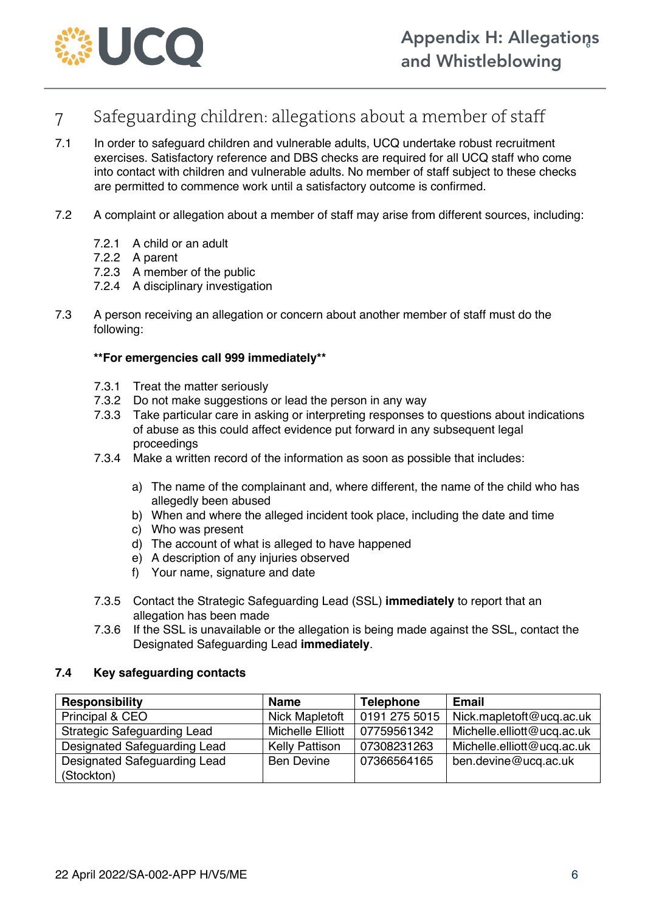## 7 Safeguarding children: allegations about a member of staff

7.1 In order to safeguard children and vulnerable adults, UCQ undertake robust recruitment exercises. Satisfactory reference and DBS checks are required for all UCQ staff who come into contact with children and vulnerable adults. No member of staff subject to these checks are permitted to commence work until a satisfactory outcome is confirmed.

7.2 A complaint or allegation about a member of staff may arise from different sources, including:

- 7.2.1 A child or an adult
- 7.2.2 A parent
- 7.2.3 A member of the public
- 7.2.4 A disciplinary investigation

7.3 A person receiving an allegation or concern about another member of staff must do the following:

**\*\*For emergencies call 999 immediately\*\***

- 7.3.1 Treat the matter seriously
- 7.3.2 Do not make suggestions or lead the person in any way
- 7.3.3 Take particular care in asking or interpreting responses to questions about indications of abuse as this could affect evidence put forward in any subsequent legal proceedings
- 7.3.4 Make a written record of the information as soon as possible that includes:
  - a) The name of the complainant and, where different, the name of the child who has allegedly been abused
  - b) When and where the alleged incident took place, including the date and time
  - c) Who was present
  - d) The account of what is alleged to have happened
  - e) A description of any injuries observed
  - f) Your name, signature and date
- 7.3.5 Contact the Strategic Safeguarding Lead (SSL) **immediately** to report that an allegation has been made
- 7.3.6 If the SSL is unavailable or the allegation is being made against the SSL, contact the Designated Safeguarding Lead **immediately**.

### 7.4 Key safeguarding contacts

| Responsibility | Name | Telephone | Email |
|---|---|---|---|
| Principal & CEO | Nick Mapletoft | 0191 275 5015 | Nick.mapletoft@ucq.ac.uk |
| Strategic Safeguarding Lead | Michelle Elliott | 07759561342 | Michelle.elliott@ucq.ac.uk |
| Designated Safeguarding Lead | Kelly Pattison | 07308231263 | Michelle.elliott@ucq.ac.uk |
| Designated Safeguarding Lead (Stockton) | Ben Devine | 07366564165 | ben.devine@ucq.ac.uk |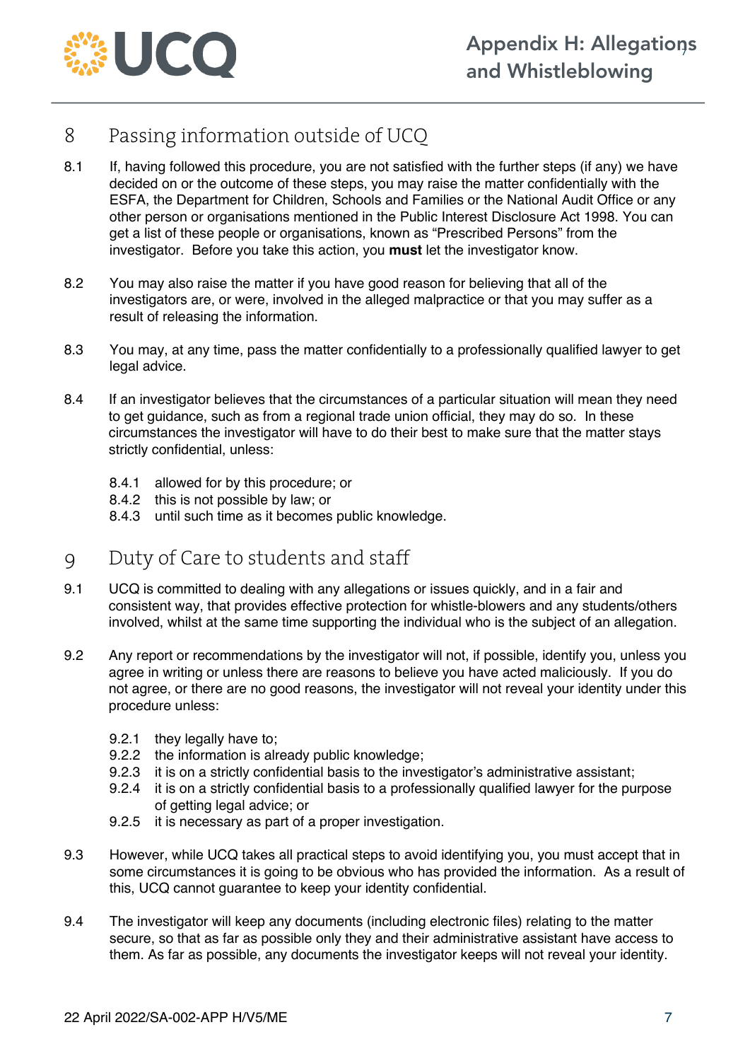## 8 Passing information outside of UCQ

8.1 If, having followed this procedure, you are not satisfied with the further steps (if any) we have decided on or the outcome of these steps, you may raise the matter confidentially with the ESFA, the Department for Children, Schools and Families or the National Audit Office or any other person or organisations mentioned in the Public Interest Disclosure Act 1998. You can get a list of these people or organisations, known as "Prescribed Persons" from the investigator. Before you take this action, you **must** let the investigator know.

8.2 You may also raise the matter if you have good reason for believing that all of the investigators are, or were, involved in the alleged malpractice or that you may suffer as a result of releasing the information.

8.3 You may, at any time, pass the matter confidentially to a professionally qualified lawyer to get legal advice.

8.4 If an investigator believes that the circumstances of a particular situation will mean they need to get guidance, such as from a regional trade union official, they may do so. In these circumstances the investigator will have to do their best to make sure that the matter stays strictly confidential, unless:

- 8.4.1 allowed for by this procedure; or
- 8.4.2 this is not possible by law; or
- 8.4.3 until such time as it becomes public knowledge.

## 9 Duty of Care to students and staff

9.1 UCQ is committed to dealing with any allegations or issues quickly, and in a fair and consistent way, that provides effective protection for whistle-blowers and any students/others involved, whilst at the same time supporting the individual who is the subject of an allegation.

9.2 Any report or recommendations by the investigator will not, if possible, identify you, unless you agree in writing or unless there are reasons to believe you have acted maliciously. If you do not agree, or there are no good reasons, the investigator will not reveal your identity under this procedure unless:

- 9.2.1 they legally have to;
- 9.2.2 the information is already public knowledge;
- 9.2.3 it is on a strictly confidential basis to the investigator's administrative assistant;
- 9.2.4 it is on a strictly confidential basis to a professionally qualified lawyer for the purpose of getting legal advice; or
- 9.2.5 it is necessary as part of a proper investigation.

9.3 However, while UCQ takes all practical steps to avoid identifying you, you must accept that in some circumstances it is going to be obvious who has provided the information. As a result of this, UCQ cannot guarantee to keep your identity confidential.

9.4 The investigator will keep any documents (including electronic files) relating to the matter secure, so that as far as possible only they and their administrative assistant have access to them. As far as possible, any documents the investigator keeps will not reveal your identity.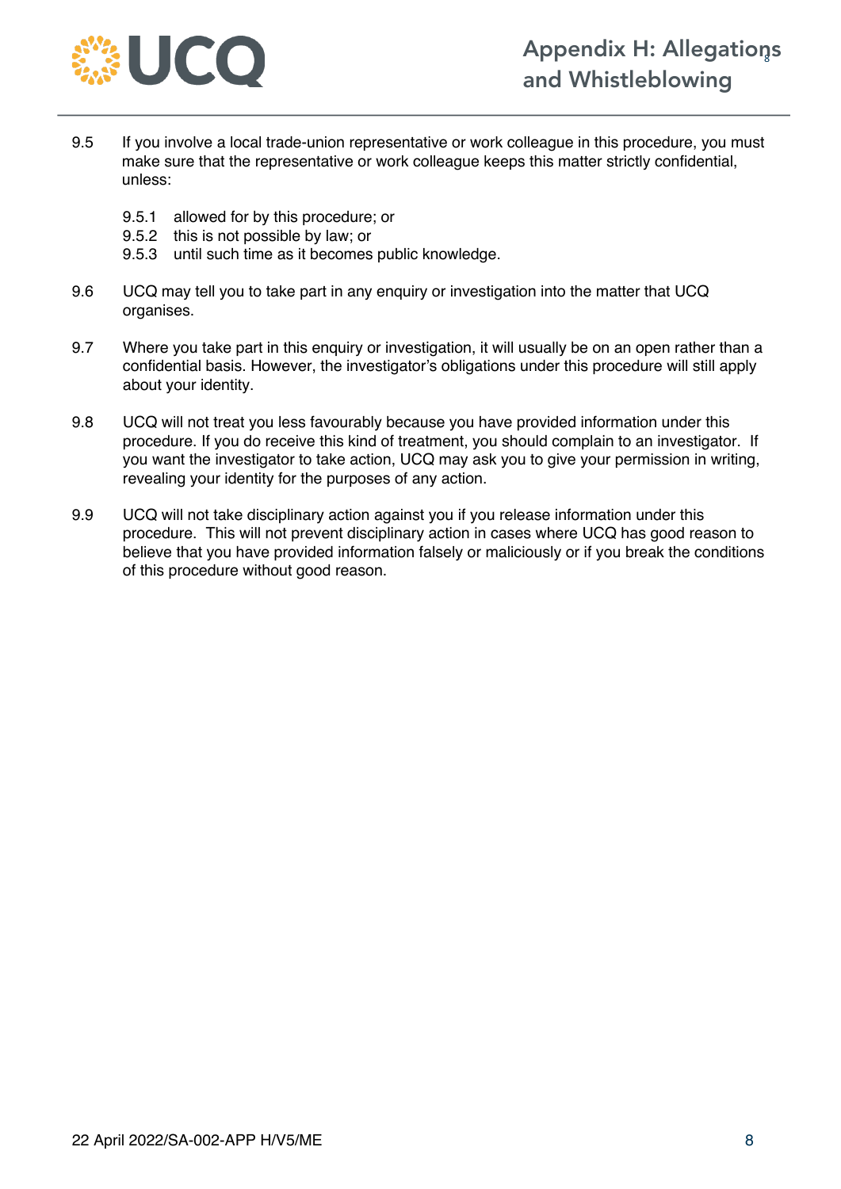9.5 If you involve a local trade-union representative or work colleague in this procedure, you must make sure that the representative or work colleague keeps this matter strictly confidential, unless:

9.5.1 allowed for by this procedure; or
9.5.2 this is not possible by law; or
9.5.3 until such time as it becomes public knowledge.

9.6 UCQ may tell you to take part in any enquiry or investigation into the matter that UCQ organises.

9.7 Where you take part in this enquiry or investigation, it will usually be on an open rather than a confidential basis. However, the investigator's obligations under this procedure will still apply about your identity.

9.8 UCQ will not treat you less favourably because you have provided information under this procedure. If you do receive this kind of treatment, you should complain to an investigator. If you want the investigator to take action, UCQ may ask you to give your permission in writing, revealing your identity for the purposes of any action.

9.9 UCQ will not take disciplinary action against you if you release information under this procedure. This will not prevent disciplinary action in cases where UCQ has good reason to believe that you have provided information falsely or maliciously or if you break the conditions of this procedure without good reason.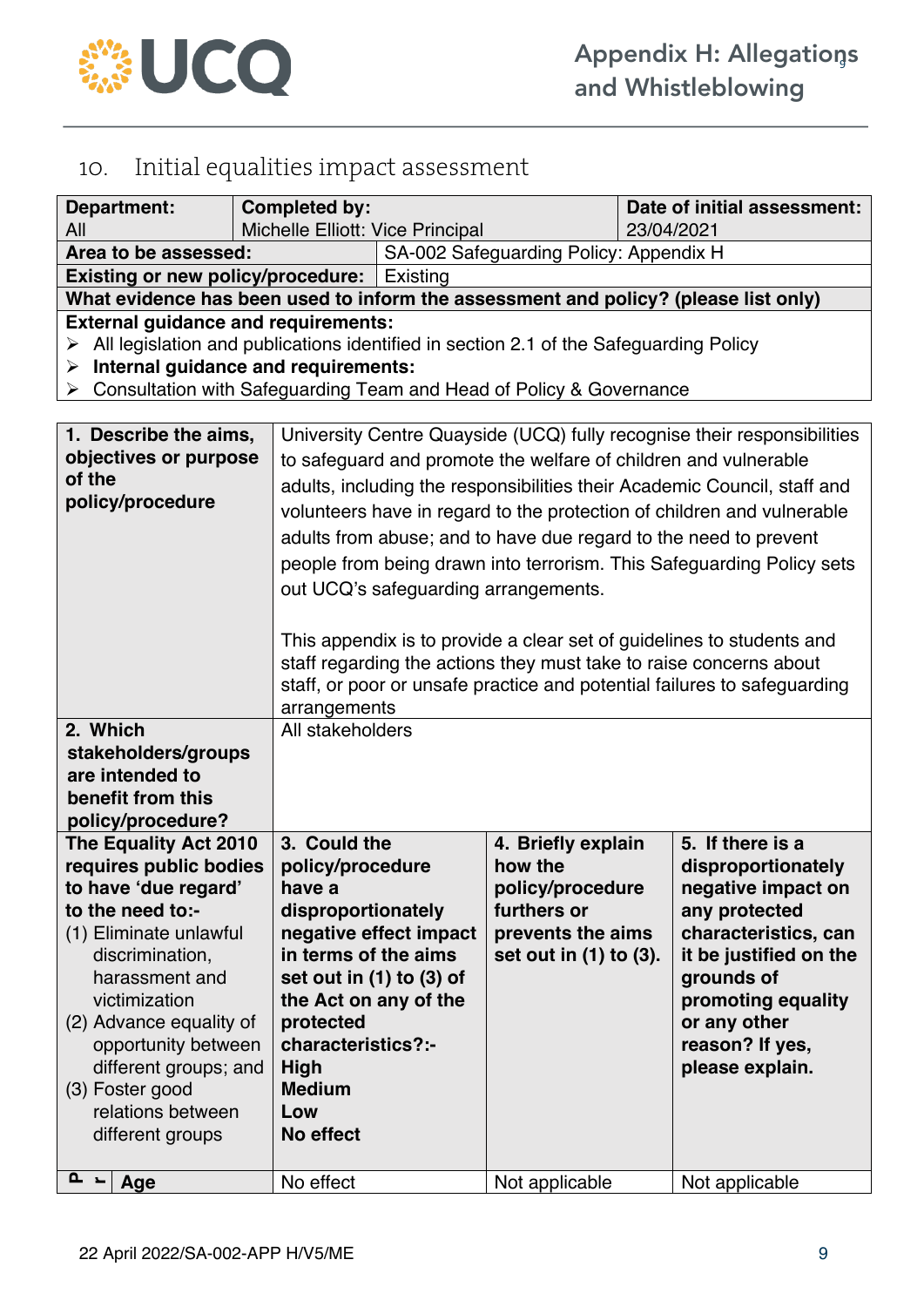## 10. Initial equalities impact assessment

| **Department:** All | **Completed by:** Michelle Elliott: Vice Principal | **Date of initial assessment:** 23/04/2021 |
|---|---|---|
| **Area to be assessed:** | SA-002 Safeguarding Policy: Appendix H | |
| **Existing or new policy/procedure:** | Existing | |
| **What evidence has been used to inform the assessment and policy? (please list only)** | | |
| **External guidance and requirements:**<br>➢ All legislation and publications identified in section 2.1 of the Safeguarding Policy<br>➢ **Internal guidance and requirements:**<br>➢ Consultation with Safeguarding Team and Head of Policy & Governance | | |

| **1. Describe the aims, objectives or purpose of the policy/procedure** | University Centre Quayside (UCQ) fully recognise their responsibilities to safeguard and promote the welfare of children and vulnerable adults, including the responsibilities their Academic Council, staff and volunteers have in regard to the protection of children and vulnerable adults from abuse; and to have due regard to the need to prevent people from being drawn into terrorism. This Safeguarding Policy sets out UCQ's safeguarding arrangements.<br><br>This appendix is to provide a clear set of guidelines to students and staff regarding the actions they must take to raise concerns about staff, or poor or unsafe practice and potential failures to safeguarding arrangements | | |
|---|---|---|---|
| **2. Which stakeholders/groups are intended to benefit from this policy/procedure?** | All stakeholders | | |
| **The Equality Act 2010 requires public bodies to have 'due regard' to the need to:-**<br>(1) Eliminate unlawful discrimination, harassment and victimization<br>(2) Advance equality of opportunity between different groups; and<br>(3) Foster good relations between different groups | **3. Could the policy/procedure have a disproportionately negative effect impact in terms of the aims set out in (1) to (3) of the Act on any of the protected characteristics?:-**<br>**High**<br>**Medium**<br>**Low**<br>**No effect** | **4. Briefly explain how the policy/procedure furthers or prevents the aims set out in (1) to (3).** | **5. If there is a disproportionately negative impact on any protected characteristics, can it be justified on the grounds of promoting equality or any other reason? If yes, please explain.** |
| **Age** | No effect | Not applicable | Not applicable |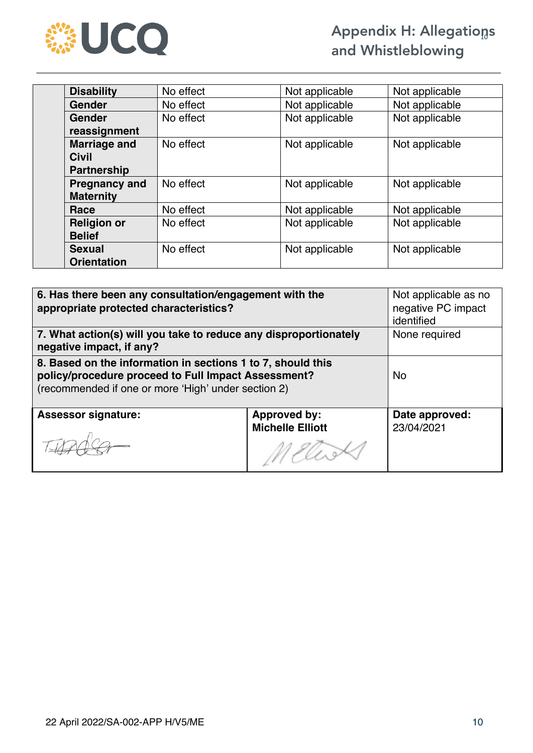| | | | | |
|---|---|---|---|---|
| | **Disability** | No effect | Not applicable | Not applicable |
| | **Gender** | No effect | Not applicable | Not applicable |
| | **Gender reassignment** | No effect | Not applicable | Not applicable |
| | **Marriage and Civil Partnership** | No effect | Not applicable | Not applicable |
| | **Pregnancy and Maternity** | No effect | Not applicable | Not applicable |
| | **Race** | No effect | Not applicable | Not applicable |
| | **Religion or Belief** | No effect | Not applicable | Not applicable |
| | **Sexual Orientation** | No effect | Not applicable | Not applicable |

| | | |
|---|---|---|
| **6. Has there been any consultation/engagement with the appropriate protected characteristics?** | | Not applicable as no negative PC impact identified |
| **7. What action(s) will you take to reduce any disproportionately negative impact, if any?** | | None required |
| **8. Based on the information in sections 1 to 7, should this policy/procedure proceed to Full Impact Assessment?** (recommended if one or more 'High' under section 2) | | No |
| **Assessor signature:** | **Approved by: Michelle Elliott** | **Date approved:** 23/04/2021 |

22 April 2022/SA-002-APP H/V5/ME